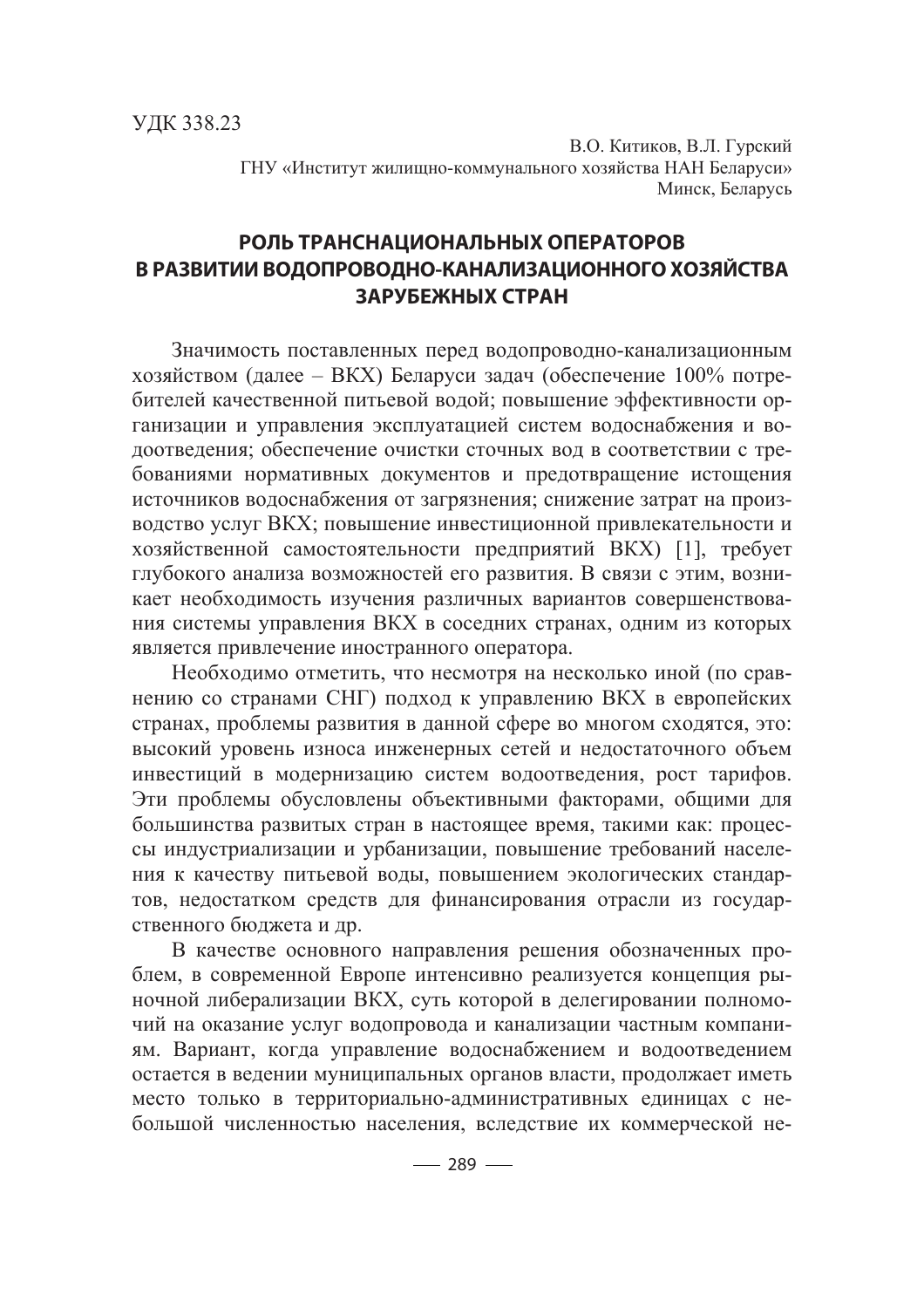УДК 338.23

В.О. Китиков, В.Л. Гурский
ГНУ «Институт жилищно-коммунального хозяйства НАН Беларуси»
Минск, Беларусь

# РОЛЬ ТРАНСНАЦИОНАЛЬНЫХ ОПЕРАТОРОВ В РАЗВИТИИ ВОДОПРОВОДНО-КАНАЛИЗАЦИОННОГО ХОЗЯЙСТВА ЗАРУБЕЖНЫХ СТРАН

Значимость поставленных перед водопроводно-канализационным хозяйством (далее – ВКХ) Беларуси задач (обеспечение 100% потребителей качественной питьевой водой; повышение эффективности организации и управления эксплуатацией систем водоснабжения и водоотведения; обеспечение очистки сточных вод в соответствии с требованиями нормативных документов и предотвращение истощения источников водоснабжения от загрязнения; снижение затрат на производство услуг ВКХ; повышение инвестиционной привлекательности и хозяйственной самостоятельности предприятий ВКХ) [1], требует глубокого анализа возможностей его развития. В связи с этим, возникает необходимость изучения различных вариантов совершенствования системы управления ВКХ в соседних странах, одним из которых является привлечение иностранного оператора.

Необходимо отметить, что несмотря на несколько иной (по сравнению со странами СНГ) подход к управлению ВКХ в европейских странах, проблемы развития в данной сфере во многом сходятся, это: высокий уровень износа инженерных сетей и недостаточного объем инвестиций в модернизацию систем водоотведения, рост тарифов. Эти проблемы обусловлены объективными факторами, общими для большинства развитых стран в настоящее время, такими как: процессы индустриализации и урбанизации, повышение требований населения к качеству питьевой воды, повышением экологических стандартов, недостатком средств для финансирования отрасли из государственного бюджета и др.

В качестве основного направления решения обозначенных проблем, в современной Европе интенсивно реализуется концепция рыночной либерализации ВКХ, суть которой в делегировании полномочий на оказание услуг водопровода и канализации частным компаниям. Вариант, когда управление водоснабжением и водоотведением остается в ведении муниципальных органов власти, продолжает иметь место только в территориально-административных единицах с небольшой численностью населения, вследствие их коммерческой не-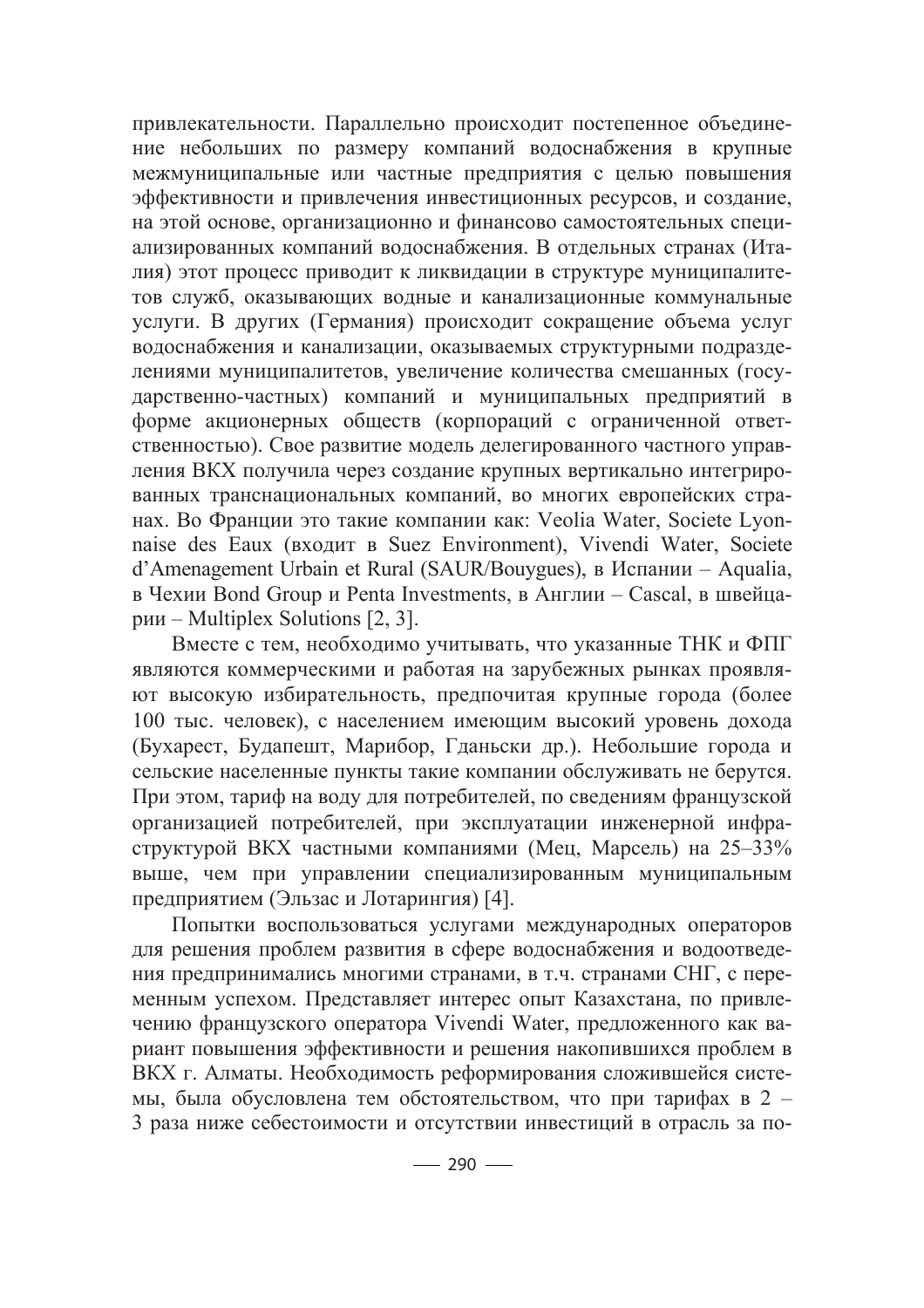привлекательности. Параллельно происходит постепенное объединение небольших по размеру компаний водоснабжения в крупные межмуниципальные или частные предприятия с целью повышения эффективности и привлечения инвестиционных ресурсов, и создание, на этой основе, организационно и финансово самостоятельных специализированных компаний водоснабжения. В отдельных странах (Италия) этот процесс приводит к ликвидации в структуре муниципалитетов служб, оказывающих водные и канализационные коммунальные услуги. В других (Германия) происходит сокращение объема услуг водоснабжения и канализации, оказываемых структурными подразделениями муниципалитетов, увеличение количества смешанных (государственно-частных) компаний и муниципальных предприятий в форме акционерных обществ (корпораций с ограниченной ответственностью). Свое развитие модель делегированного частного управления ВКХ получила через создание крупных вертикально интегрированных транснациональных компаний, во многих европейских странах. Во Франции это такие компании как: Veolia Water, Societe Lyonnaise des Eaux (входит в Suez Environment), Vivendi Water, Societe d'Amenagement Urbain et Rural (SAUR/Bouygues), в Испании – Aqualia, в Чехии Bond Group и Penta Investments, в Англии – Cascal, в швейцарии – Multiplex Solutions [2, 3].

Вместе с тем, необходимо учитывать, что указанные ТНК и ФПГ являются коммерческими и работая на зарубежных рынках проявляют высокую избирательность, предпочитая крупные города (более 100 тыс. человек), с населением имеющим высокий уровень дохода (Бухарест, Будапешт, Марибор, Гданьски др.). Небольшие города и сельские населенные пункты такие компании обслуживать не берутся. При этом, тариф на воду для потребителей, по сведениям французской организацией потребителей, при эксплуатации инженерной инфраструктурой ВКХ частными компаниями (Мец, Марсель) на 25–33% выше, чем при управлении специализированным муниципальным предприятием (Эльзас и Лотарингия) [4].

Попытки воспользоваться услугами международных операторов для решения проблем развития в сфере водоснабжения и водоотведения предпринимались многими странами, в т.ч. странами СНГ, с переменным успехом. Представляет интерес опыт Казахстана, по привлечению французского оператора Vivendi Water, предложенного как вариант повышения эффективности и решения накопившихся проблем в ВКХ г. Алматы. Необходимость реформирования сложившейся системы, была обусловлена тем обстоятельством, что при тарифах в 2 – 3 раза ниже себестоимости и отсутствии инвестиций в отрасль за по-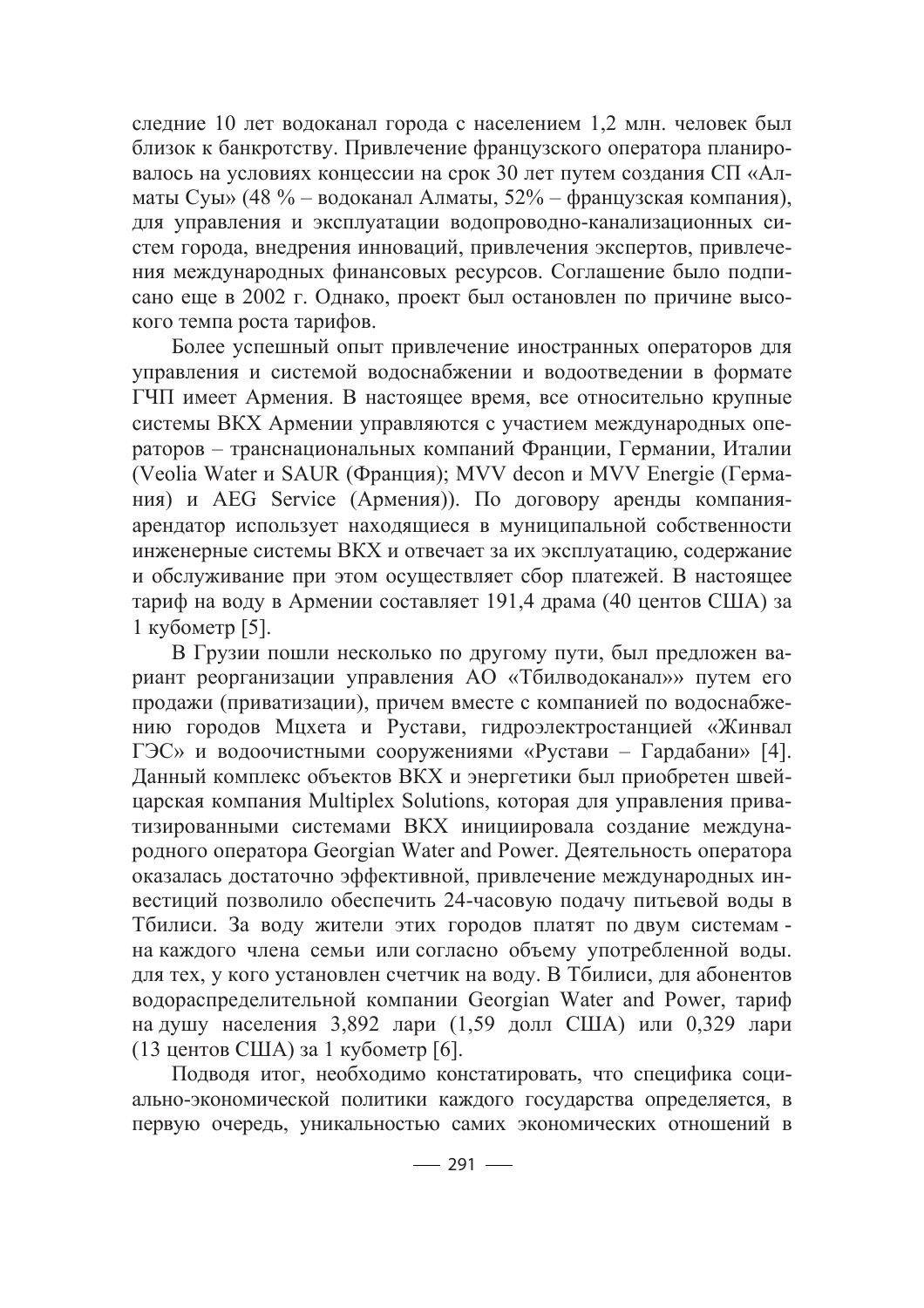следние 10 лет водоканал города с населением 1,2 млн. человек был близок к банкротству. Привлечение французского оператора планировалось на условиях концессии на срок 30 лет путем создания СП «Алматы Суы» (48 % – водоканал Алматы, 52% – французская компания), для управления и эксплуатации водопроводно-канализационных систем города, внедрения инноваций, привлечения экспертов, привлечения международных финансовых ресурсов. Соглашение было подписано еще в 2002 г. Однако, проект был остановлен по причине высокого темпа роста тарифов.

Более успешный опыт привлечение иностранных операторов для управления и системой водоснабжении и водоотведении в формате ГЧП имеет Армения. В настоящее время, все относительно крупные системы ВКХ Армении управляются с участием международных операторов – транснациональных компаний Франции, Германии, Италии (Veolia Water и SAUR (Франция); MVV decon и MVV Energie (Германия) и AEG Service (Армения)). По договору аренды компания-арендатор использует находящиеся в муниципальной собственности инженерные системы ВКХ и отвечает за их эксплуатацию, содержание и обслуживание при этом осуществляет сбор платежей. В настоящее тариф на воду в Армении составляет 191,4 драма (40 центов США) за 1 кубометр [5].

В Грузии пошли несколько по другому пути, был предложен вариант реорганизации управления АО «Тбилводоканал»» путем его продажи (приватизации), причем вместе с компанией по водоснабжению городов Мцхета и Рустави, гидроэлектростанцией «Жинвал ГЭС» и водоочистными сооружениями «Рустави – Гардабани» [4]. Данный комплекс объектов ВКХ и энергетики был приобретен швейцарская компания Multiplex Solutions, которая для управления приватизированными системами ВКХ инициировала создание международного оператора Georgian Water and Power. Деятельность оператора оказалась достаточно эффективной, привлечение международных инвестиций позволило обеспечить 24-часовую подачу питьевой воды в Тбилиси. За воду жители этих городов платят по двум системам - на каждого члена семьи или согласно объему употребленной воды. для тех, у кого установлен счетчик на воду. В Тбилиси, для абонентов водораспределительной компании Georgian Water and Power, тариф на душу населения 3,892 лари (1,59 долл США) или 0,329 лари (13 центов США) за 1 кубометр [6].

Подводя итог, необходимо констатировать, что специфика социально-экономической политики каждого государства определяется, в первую очередь, уникальностью самих экономических отношений в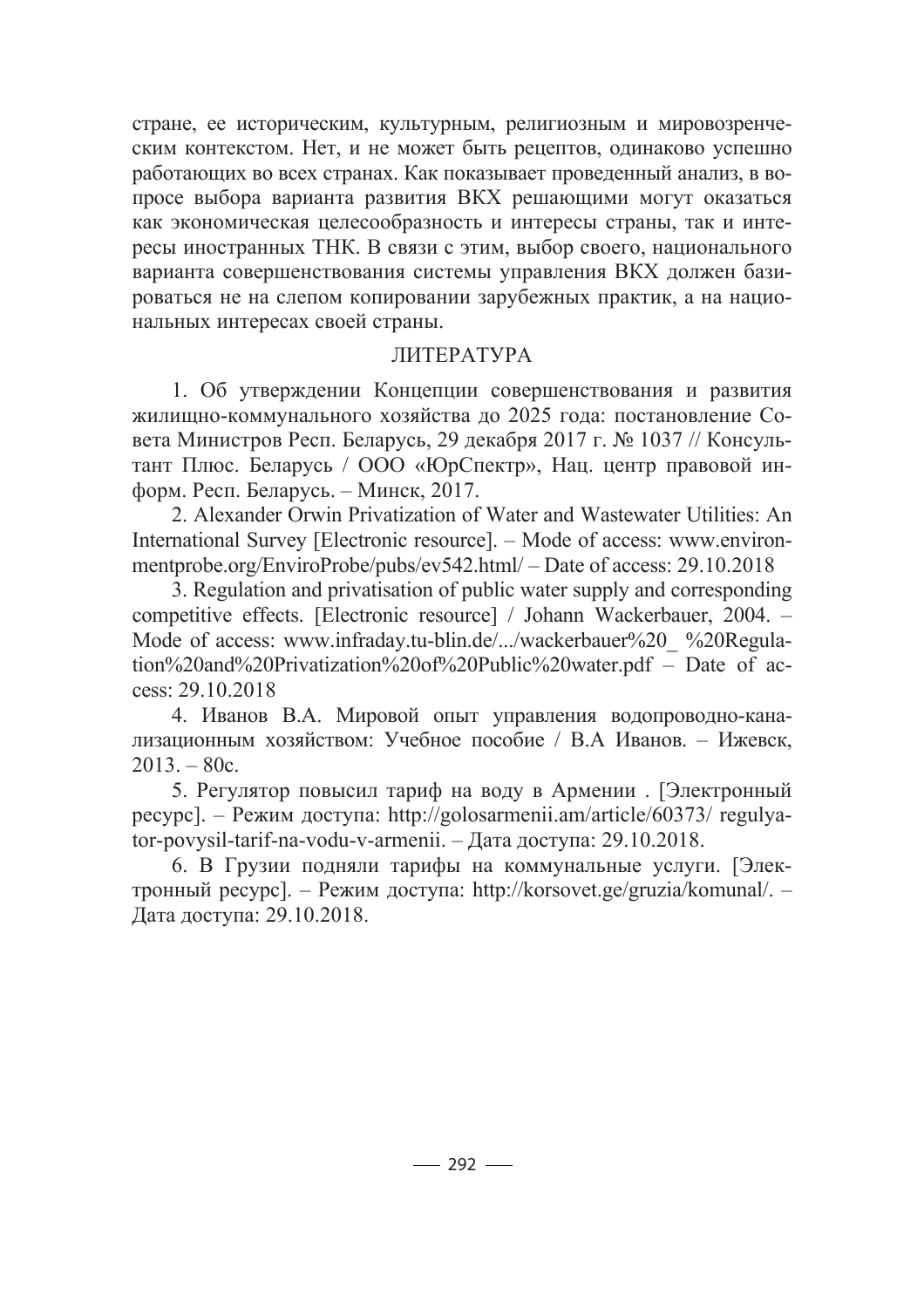стране, ее историческим, культурным, религиозным и мировоззренческим контекстом. Нет, и не может быть рецептов, одинаково успешно работающих во всех странах. Как показывает проведенный анализ, в вопросе выбора варианта развития ВКХ решающими могут оказаться как экономическая целесообразность и интересы страны, так и интересы иностранных ТНК. В связи с этим, выбор своего, национального варианта совершенствования системы управления ВКХ должен базироваться не на слепом копировании зарубежных практик, а на национальных интересах своей страны.

## ЛИТЕРАТУРА

1. Об утверждении Концепции совершенствования и развития жилищно-коммунального хозяйства до 2025 года: постановление Совета Министров Респ. Беларусь, 29 декабря 2017 г. № 1037 // Консультант Плюс. Беларусь / ООО «ЮрСпектр», Нац. центр правовой информ. Респ. Беларусь. – Минск, 2017.

2. Alexander Orwin Privatization of Water and Wastewater Utilities: An International Survey [Electronic resource]. – Mode of access: www.environmentprobe.org/EnviroProbe/pubs/ev542.html/ – Date of access: 29.10.2018

3. Regulation and privatisation of public water supply and corresponding competitive effects. [Electronic resource] / Johann Wackerbauer, 2004. – Mode of access: www.infraday.tu-blin.de/.../wackerbauer%20_ %20Regulation%20and%20Privatization%20of%20Public%20water.pdf – Date of access: 29.10.2018

4. Иванов В.А. Мировой опыт управления водопроводно-канализационным хозяйством: Учебное пособие / В.А Иванов. – Ижевск, 2013. – 80с.

5. Регулятор повысил тариф на воду в Армении . [Электронный ресурс]. – Режим доступа: http://golosarmenii.am/article/60373/ regulyator-povysil-tarif-na-vodu-v-armenii. – Дата доступа: 29.10.2018.

6. В Грузии подняли тарифы на коммунальные услуги. [Электронный ресурс]. – Режим доступа: http://korsovet.ge/gruzia/komunal/. – Дата доступа: 29.10.2018.